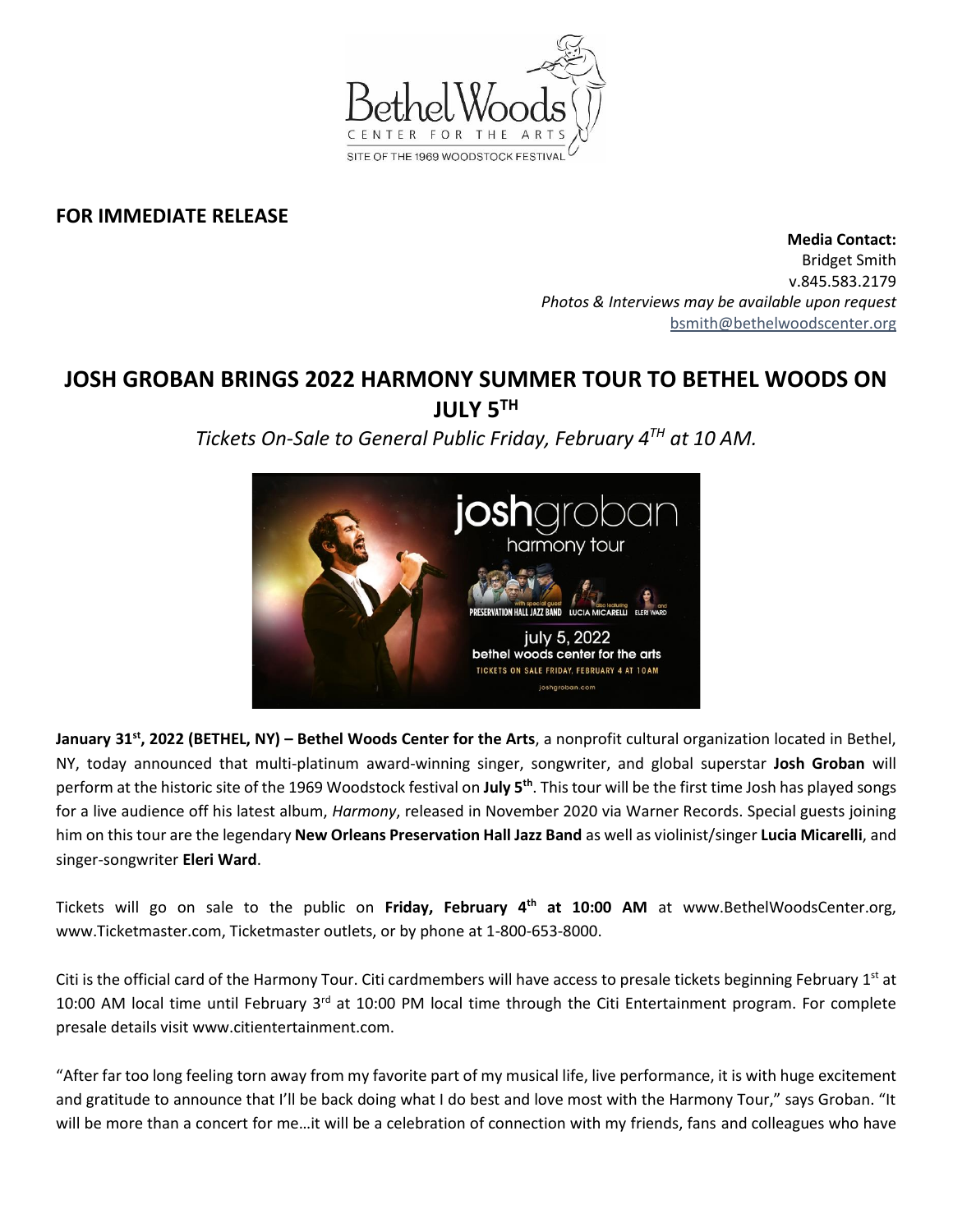**FOR IMMEDIATE RELEASE**

**Media Contact:**
Bridget Smith
v.845.583.2179
*Photos & Interviews may be available upon request*
bsmith@bethelwoodscenter.org

# JOSH GROBAN BRINGS 2022 HARMONY SUMMER TOUR TO BETHEL WOODS ON JULY 5TH

*Tickets On-Sale to General Public Friday, February 4TH at 10 AM.*

**January 31st, 2022 (BETHEL, NY) – Bethel Woods Center for the Arts**, a nonprofit cultural organization located in Bethel, NY, today announced that multi-platinum award-winning singer, songwriter, and global superstar **Josh Groban** will perform at the historic site of the 1969 Woodstock festival on **July 5th**. This tour will be the first time Josh has played songs for a live audience off his latest album, *Harmony*, released in November 2020 via Warner Records. Special guests joining him on this tour are the legendary **New Orleans Preservation Hall Jazz Band** as well as violinist/singer **Lucia Micarelli**, and singer-songwriter **Eleri Ward**.

Tickets will go on sale to the public on **Friday, February 4th at 10:00 AM** at www.BethelWoodsCenter.org, www.Ticketmaster.com, Ticketmaster outlets, or by phone at 1-800-653-8000.

Citi is the official card of the Harmony Tour. Citi cardmembers will have access to presale tickets beginning February 1st at 10:00 AM local time until February 3rd at 10:00 PM local time through the Citi Entertainment program. For complete presale details visit www.citientertainment.com.

"After far too long feeling torn away from my favorite part of my musical life, live performance, it is with huge excitement and gratitude to announce that I'll be back doing what I do best and love most with the Harmony Tour," says Groban. "It will be more than a concert for me…it will be a celebration of connection with my friends, fans and colleagues who have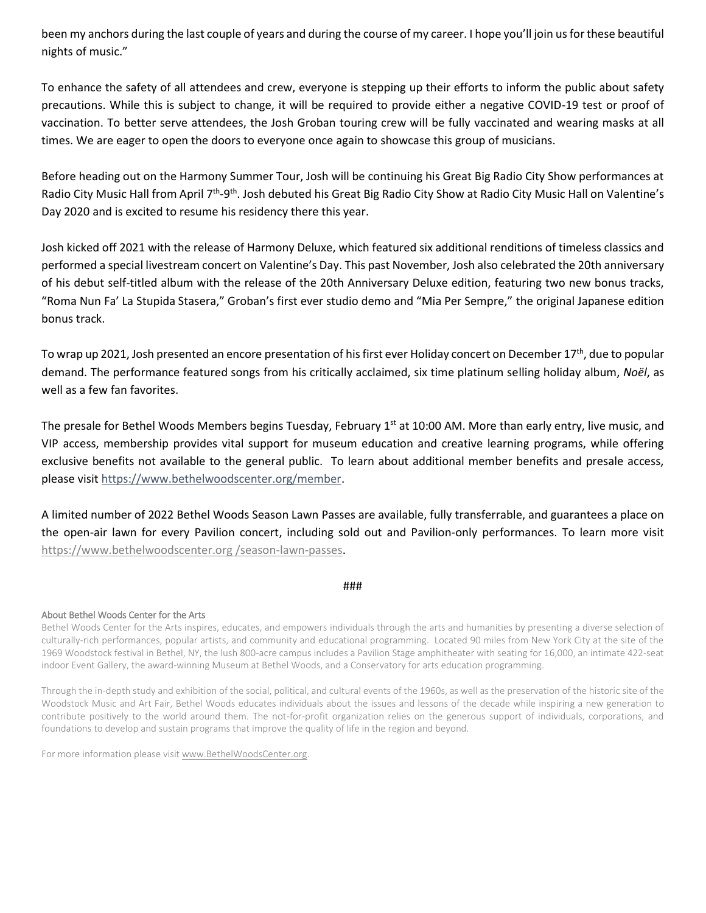been my anchors during the last couple of years and during the course of my career. I hope you'll join us for these beautiful nights of music."

To enhance the safety of all attendees and crew, everyone is stepping up their efforts to inform the public about safety precautions. While this is subject to change, it will be required to provide either a negative COVID-19 test or proof of vaccination. To better serve attendees, the Josh Groban touring crew will be fully vaccinated and wearing masks at all times. We are eager to open the doors to everyone once again to showcase this group of musicians.

Before heading out on the Harmony Summer Tour, Josh will be continuing his Great Big Radio City Show performances at Radio City Music Hall from April 7th-9th. Josh debuted his Great Big Radio City Show at Radio City Music Hall on Valentine's Day 2020 and is excited to resume his residency there this year.

Josh kicked off 2021 with the release of Harmony Deluxe, which featured six additional renditions of timeless classics and performed a special livestream concert on Valentine's Day. This past November, Josh also celebrated the 20th anniversary of his debut self-titled album with the release of the 20th Anniversary Deluxe edition, featuring two new bonus tracks, "Roma Nun Fa' La Stupida Stasera," Groban's first ever studio demo and "Mia Per Sempre," the original Japanese edition bonus track.

To wrap up 2021, Josh presented an encore presentation of his first ever Holiday concert on December 17th, due to popular demand. The performance featured songs from his critically acclaimed, six time platinum selling holiday album, *Noël*, as well as a few fan favorites.

The presale for Bethel Woods Members begins Tuesday, February 1st at 10:00 AM. More than early entry, live music, and VIP access, membership provides vital support for museum education and creative learning programs, while offering exclusive benefits not available to the general public. To learn about additional member benefits and presale access, please visit https://www.bethelwoodscenter.org/member.

A limited number of 2022 Bethel Woods Season Lawn Passes are available, fully transferrable, and guarantees a place on the open-air lawn for every Pavilion concert, including sold out and Pavilion-only performances. To learn more visit https://www.bethelwoodscenter.org /season-lawn-passes.

###

About Bethel Woods Center for the Arts

Bethel Woods Center for the Arts inspires, educates, and empowers individuals through the arts and humanities by presenting a diverse selection of culturally-rich performances, popular artists, and community and educational programming. Located 90 miles from New York City at the site of the 1969 Woodstock festival in Bethel, NY, the lush 800-acre campus includes a Pavilion Stage amphitheater with seating for 16,000, an intimate 422-seat indoor Event Gallery, the award-winning Museum at Bethel Woods, and a Conservatory for arts education programming.

Through the in-depth study and exhibition of the social, political, and cultural events of the 1960s, as well as the preservation of the historic site of the Woodstock Music and Art Fair, Bethel Woods educates individuals about the issues and lessons of the decade while inspiring a new generation to contribute positively to the world around them. The not-for-profit organization relies on the generous support of individuals, corporations, and foundations to develop and sustain programs that improve the quality of life in the region and beyond.

For more information please visit www.BethelWoodsCenter.org.